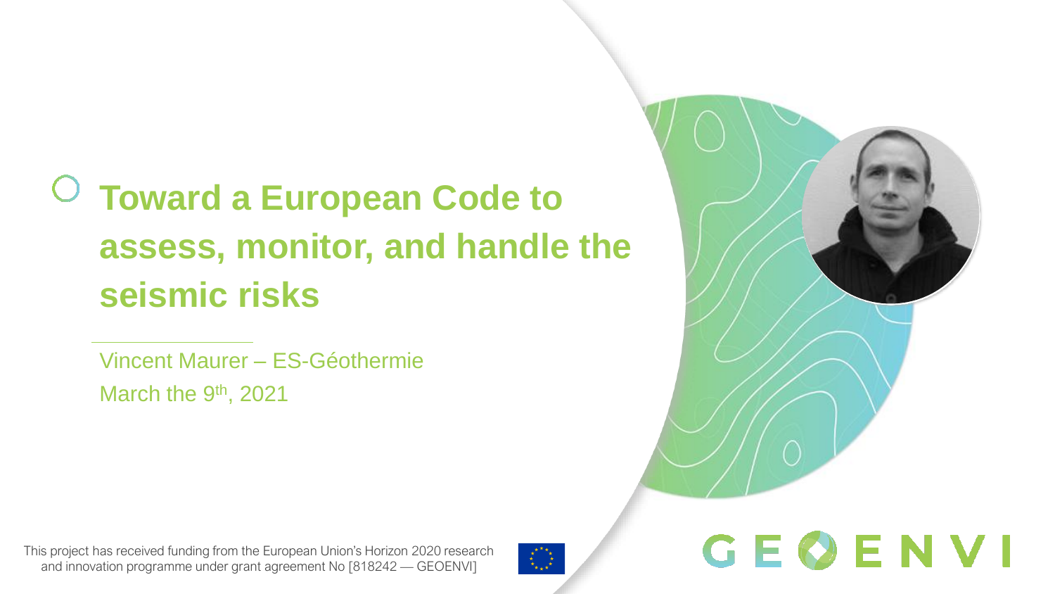# Toward a European Code to assess, monitor, and handle the seismic risks

Vincent Maurer – ES-Géothermie

March the 9th, 2021

This project has received funding from the European Union's Horizon 2020 research and innovation programme under grant agreement No [818242 — GEOENVI]

GEOENVI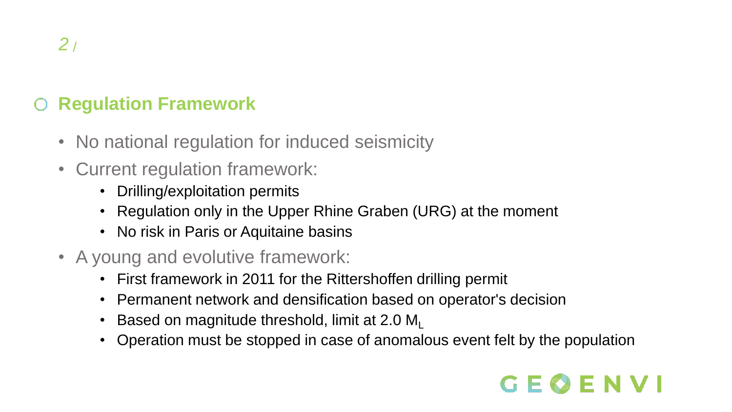## Regulation Framework

- No national regulation for induced seismicity
- Current regulation framework:
  - Drilling/exploitation permits
  - Regulation only in the Upper Rhine Graben (URG) at the moment
  - No risk in Paris or Aquitaine basins
- A young and evolutive framework:
  - First framework in 2011 for the Rittershoffen drilling permit
  - Permanent network and densification based on operator's decision
  - Based on magnitude threshold, limit at 2.0 $M_L$
  - Operation must be stopped in case of anomalous event felt by the population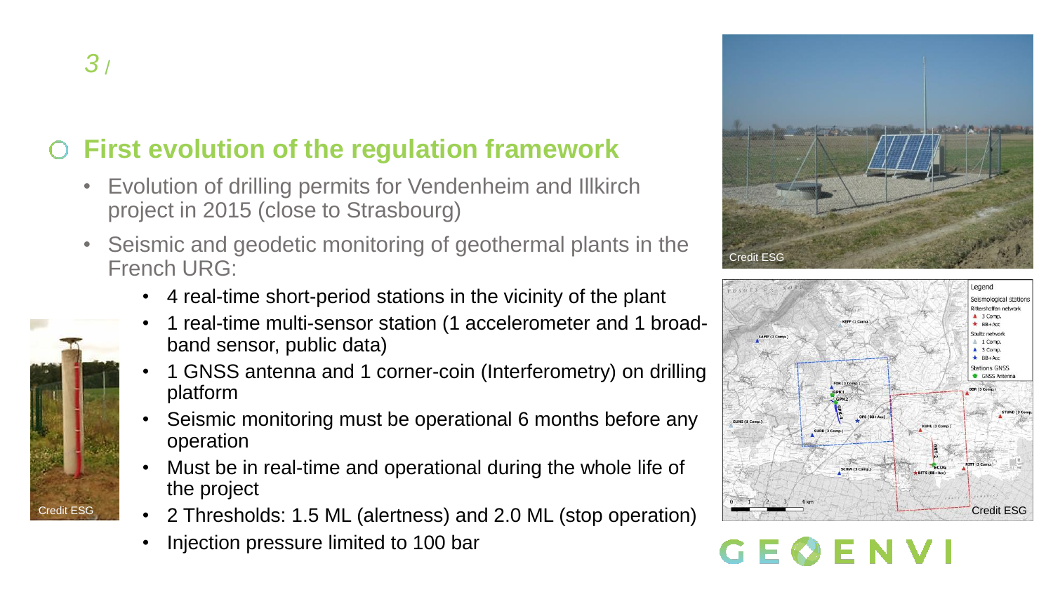## First evolution of the regulation framework

- Evolution of drilling permits for Vendenheim and Illkirch project in 2015 (close to Strasbourg)
- Seismic and geodetic monitoring of geothermal plants in the French URG:
  - 4 real-time short-period stations in the vicinity of the plant
  - 1 real-time multi-sensor station (1 accelerometer and 1 broad-band sensor, public data)
  - 1 GNSS antenna and 1 corner-coin (Interferometry) on drilling platform
  - Seismic monitoring must be operational 6 months before any operation
  - Must be in real-time and operational during the whole life of the project
  - 2 Thresholds: 1.5 ML (alertness) and 2.0 ML (stop operation)
  - Injection pressure limited to 100 bar

Credit ESG

Credit ESG

Credit ESG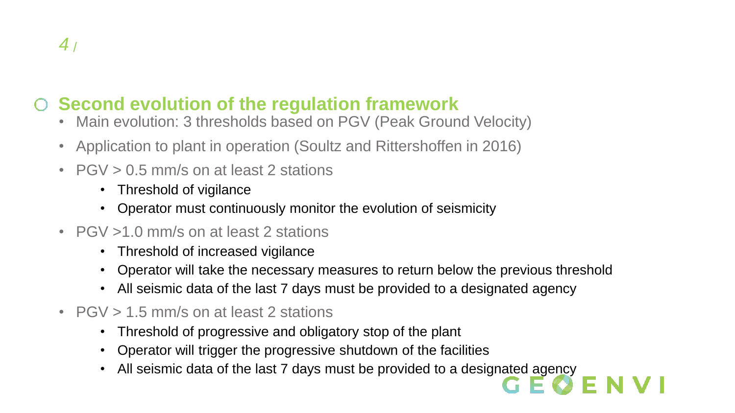## Second evolution of the regulation framework

- Main evolution: 3 thresholds based on PGV (Peak Ground Velocity)
- Application to plant in operation (Soultz and Rittershoffen in 2016)
- PGV > 0.5 mm/s on at least 2 stations
  - Threshold of vigilance
  - Operator must continuously monitor the evolution of seismicity
- PGV >1.0 mm/s on at least 2 stations
  - Threshold of increased vigilance
  - Operator will take the necessary measures to return below the previous threshold
  - All seismic data of the last 7 days must be provided to a designated agency
- PGV > 1.5 mm/s on at least 2 stations
  - Threshold of progressive and obligatory stop of the plant
  - Operator will trigger the progressive shutdown of the facilities
  - All seismic data of the last 7 days must be provided to a designated agency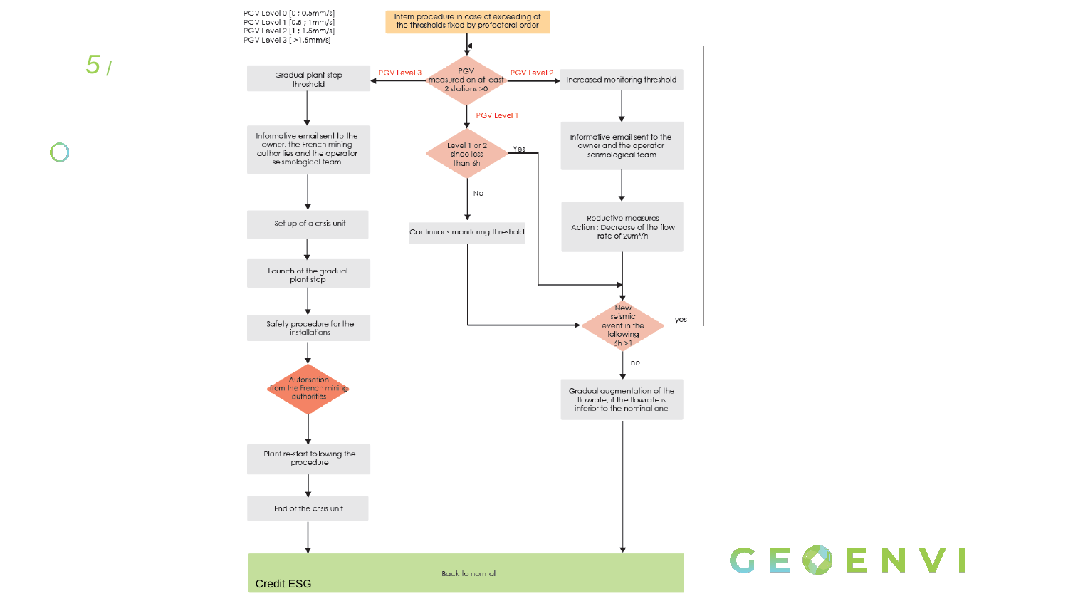PGV Level 0 [0 ; 0.5mm/s]
PGV Level 1 [0.5 ; 1mm/s]
PGV Level 2 [1 ; 1.5mm/s]
PGV Level 3 [ >1.5mm/s]

Intern procedure in case of exceeding of the thresholds fixed by prefectoral order

PGV measured on at least 2 stations >0

- PGV Level 3 → Gradual plant stop threshold
  - Informative email sent to the owner, the French mining authorities and the operator seismological team
  - Set up of a crisis unit
  - Launch of the gradual plant stop
  - Safety procedure for the installations
  - Autorisation from the French mining authorities
  - Plant re-start following the procedure
  - End of the crisis unit
  - Back to normal

- PGV Level 1 → Level 1 or 2 since less than 6h
  - Yes → New seismic event in the following 6h >1
  - No → Continuous monitoring threshold → New seismic event in the following 6h >1

- PGV Level 2 → Increased monitoring threshold
  - Informative email sent to the owner and the operator seismological team
  - Reductive measures Action : Decrease of the flow rate of 20m³/h
  - New seismic event in the following 6h >1
    - yes → back to PGV measured on at least 2 stations >0
    - no → Gradual augmentation of the flowrate, if the flowrate is inferior to the nominal one → Back to normal

Credit ESG

GEOENVI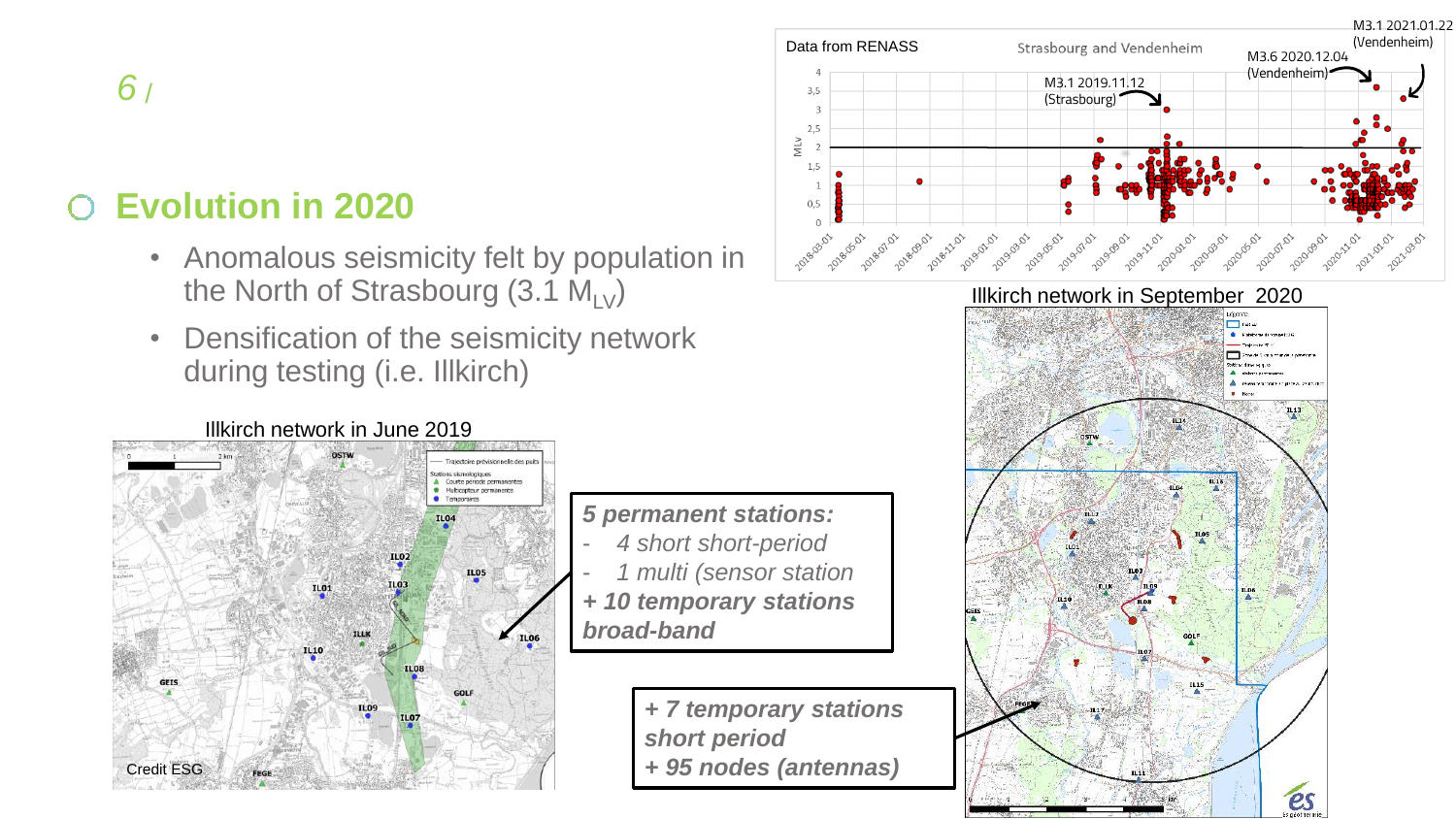# Evolution in 2020

- Anomalous seismicity felt by population in the North of Strasbourg (3.1 $M_{LV}$)
- Densification of the seismicity network during testing (i.e. Illkirch)

Data from RENASS

Strasbourg and Vendenheim

M3.1 2019.11.12 (Strasbourg)

M3.6 2020.12.04 (Vendenheim)

M3.1 2021.01.22 (Vendenheim)

Illkirch network in June 2019

Credit ESG

*5 permanent stations:*
- *4 short short-period*
- *1 multi (sensor station*

***+ 10 temporary stations broad-band***

Illkirch network in September 2020

***+ 7 temporary stations short period***
***+ 95 nodes (antennas)***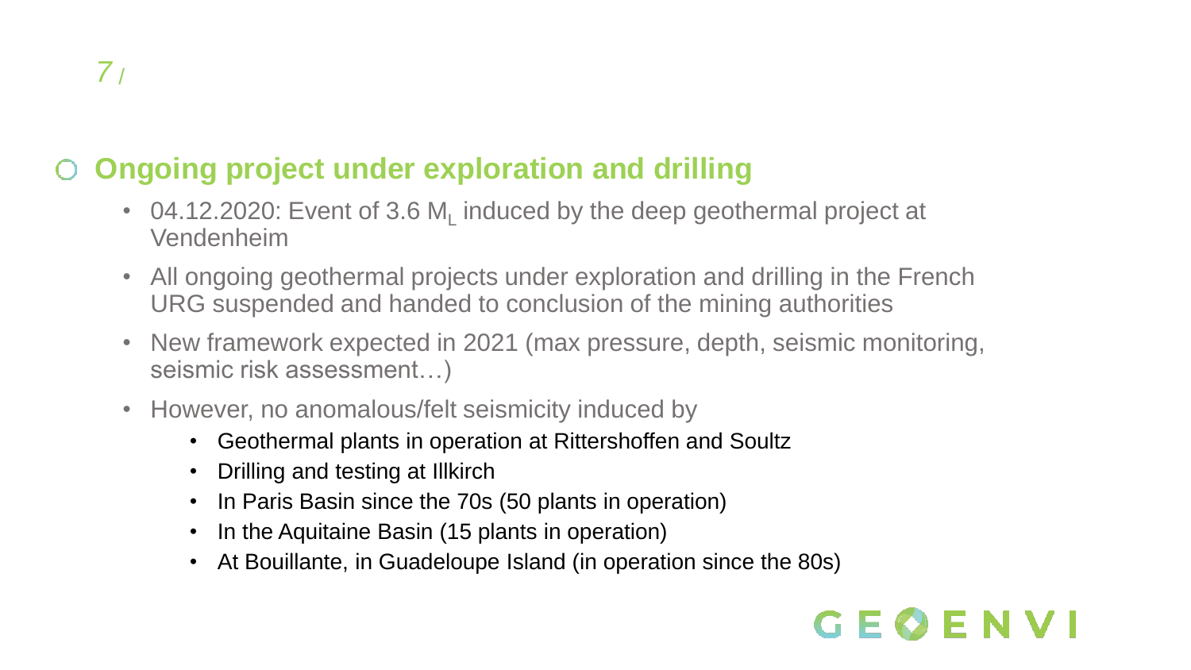## Ongoing project under exploration and drilling

- 04.12.2020: Event of 3.6 $M_L$ induced by the deep geothermal project at Vendenheim
- All ongoing geothermal projects under exploration and drilling in the French URG suspended and handed to conclusion of the mining authorities
- New framework expected in 2021 (max pressure, depth, seismic monitoring, seismic risk assessment…)
- However, no anomalous/felt seismicity induced by
  - Geothermal plants in operation at Rittershoffen and Soultz
  - Drilling and testing at Illkirch
  - In Paris Basin since the 70s (50 plants in operation)
  - In the Aquitaine Basin (15 plants in operation)
  - At Bouillante, in Guadeloupe Island (in operation since the 80s)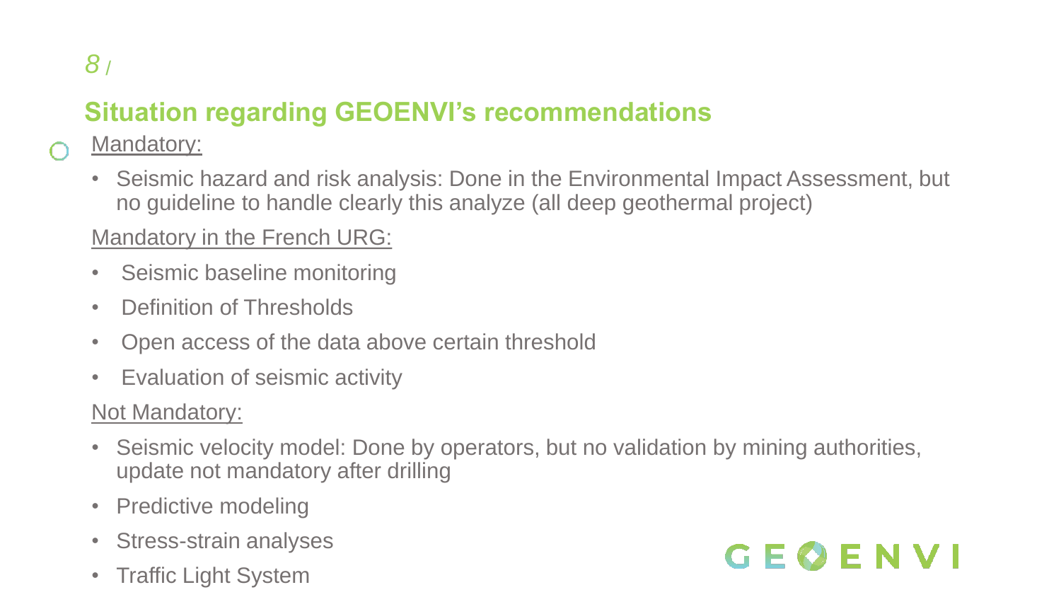## Situation regarding GEOENVI's recommendations

Mandatory:

- Seismic hazard and risk analysis: Done in the Environmental Impact Assessment, but no guideline to handle clearly this analyze (all deep geothermal project)

Mandatory in the French URG:

- Seismic baseline monitoring
- Definition of Thresholds
- Open access of the data above certain threshold
- Evaluation of seismic activity

Not Mandatory:

- Seismic velocity model: Done by operators, but no validation by mining authorities, update not mandatory after drilling
- Predictive modeling
- Stress-strain analyses
- Traffic Light System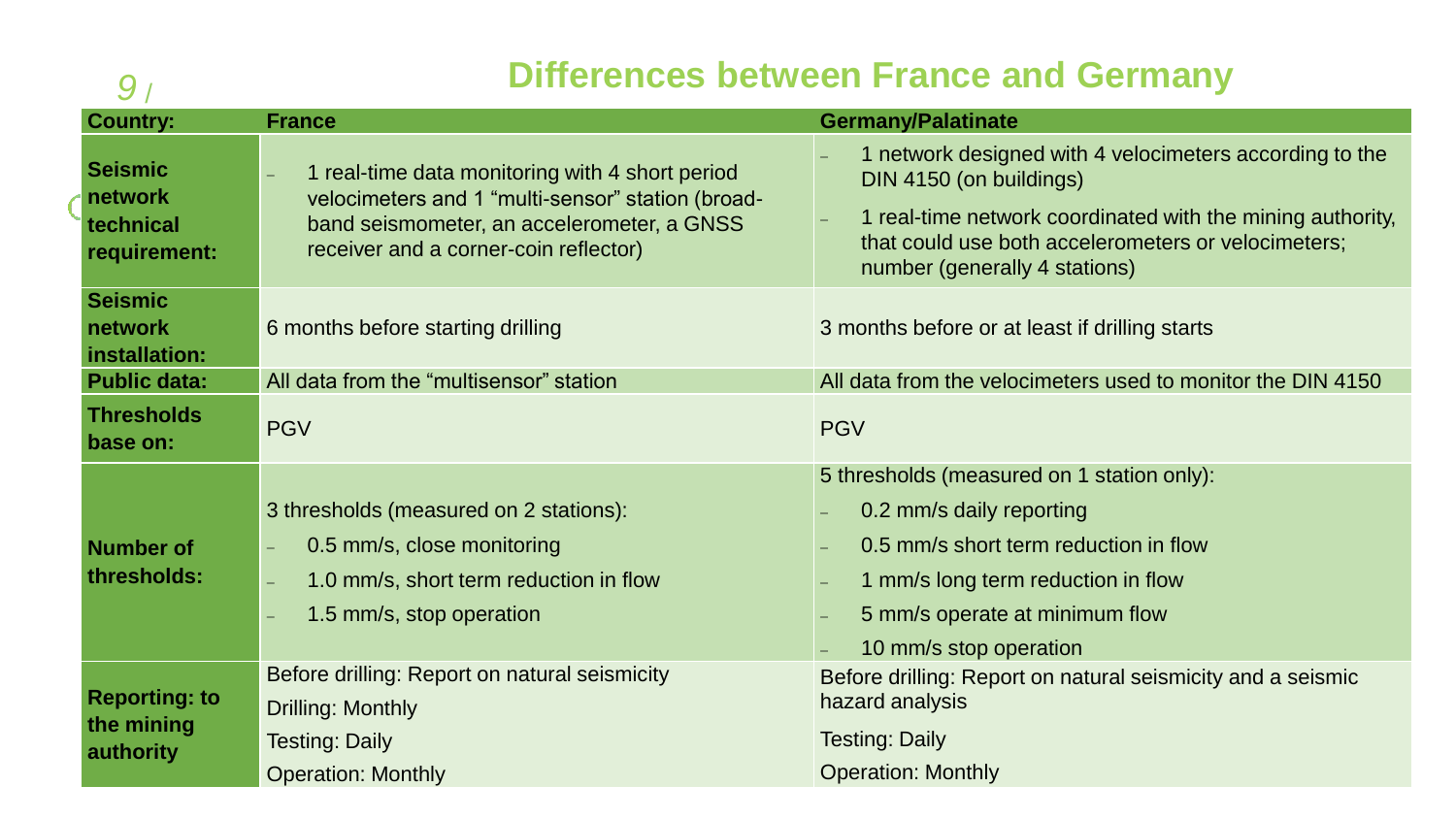# Differences between France and Germany

| Country: | France | Germany/Palatinate |
| --- | --- | --- |
| **Seismic network technical requirement:** | – 1 real-time data monitoring with 4 short period velocimeters and 1 “multi-sensor” station (broad-band seismometer, an accelerometer, a GNSS receiver and a corner-coin reflector) | – 1 network designed with 4 velocimeters according to the DIN 4150 (on buildings)<br>– 1 real-time network coordinated with the mining authority, that could use both accelerometers or velocimeters; number (generally 4 stations) |
| **Seismic network installation:** | 6 months before starting drilling | 3 months before or at least if drilling starts |
| **Public data:** | All data from the “multisensor” station | All data from the velocimeters used to monitor the DIN 4150 |
| **Thresholds base on:** | PGV | PGV |
| **Number of thresholds:** | 3 thresholds (measured on 2 stations):<br>– 0.5 mm/s, close monitoring<br>– 1.0 mm/s, short term reduction in flow<br>– 1.5 mm/s, stop operation | 5 thresholds (measured on 1 station only):<br>– 0.2 mm/s daily reporting<br>– 0.5 mm/s short term reduction in flow<br>– 1 mm/s long term reduction in flow<br>– 5 mm/s operate at minimum flow<br>– 10 mm/s stop operation |
| **Reporting: to the mining authority** | Before drilling: Report on natural seismicity<br>Drilling: Monthly<br>Testing: Daily<br>Operation: Monthly | Before drilling: Report on natural seismicity and a seismic hazard analysis<br>Testing: Daily<br>Operation: Monthly |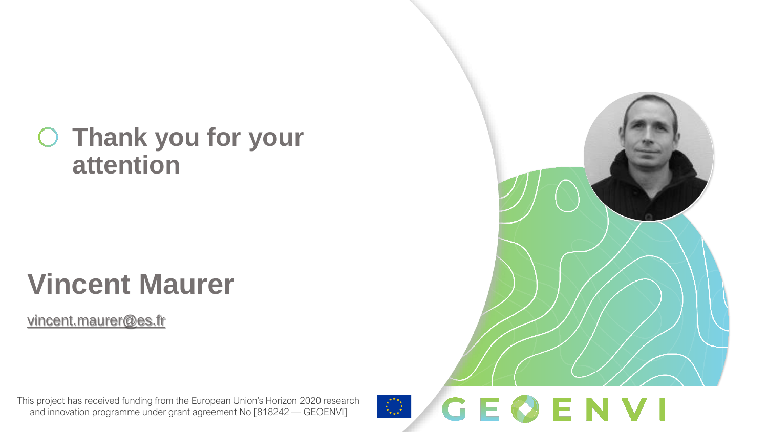## Thank you for your attention

# Vincent Maurer

vincent.maurer@es.fr

This project has received funding from the European Union's Horizon 2020 research and innovation programme under grant agreement No [818242 — GEOENVI]

GEOENVI